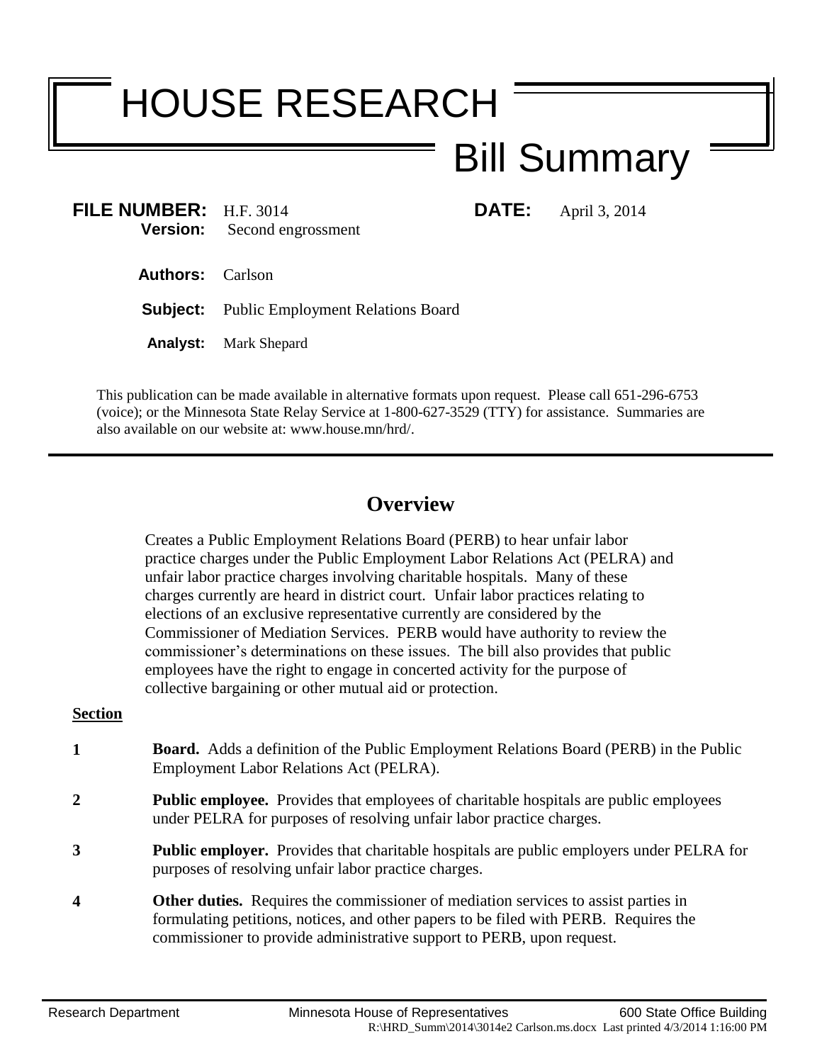# HOUSE RESEARCH

# Bill Summary

**FILE NUMBER:** H.F. 3014 **DATE:** April 3, 2014
**Version:** Second engrossment

**Authors:** Carlson

**Subject:** Public Employment Relations Board

**Analyst:** Mark Shepard

This publication can be made available in alternative formats upon request. Please call 651-296-6753 (voice); or the Minnesota State Relay Service at 1-800-627-3529 (TTY) for assistance. Summaries are also available on our website at: www.house.mn/hrd/.

## Overview

Creates a Public Employment Relations Board (PERB) to hear unfair labor practice charges under the Public Employment Labor Relations Act (PELRA) and unfair labor practice charges involving charitable hospitals. Many of these charges currently are heard in district court. Unfair labor practices relating to elections of an exclusive representative currently are considered by the Commissioner of Mediation Services. PERB would have authority to review the commissioner's determinations on these issues. The bill also provides that public employees have the right to engage in concerted activity for the purpose of collective bargaining or other mutual aid or protection.

**Section**

**1** **Board.** Adds a definition of the Public Employment Relations Board (PERB) in the Public Employment Labor Relations Act (PELRA).

**2** **Public employee.** Provides that employees of charitable hospitals are public employees under PELRA for purposes of resolving unfair labor practice charges.

**3** **Public employer.** Provides that charitable hospitals are public employers under PELRA for purposes of resolving unfair labor practice charges.

**4** **Other duties.** Requires the commissioner of mediation services to assist parties in formulating petitions, notices, and other papers to be filed with PERB. Requires the commissioner to provide administrative support to PERB, upon request.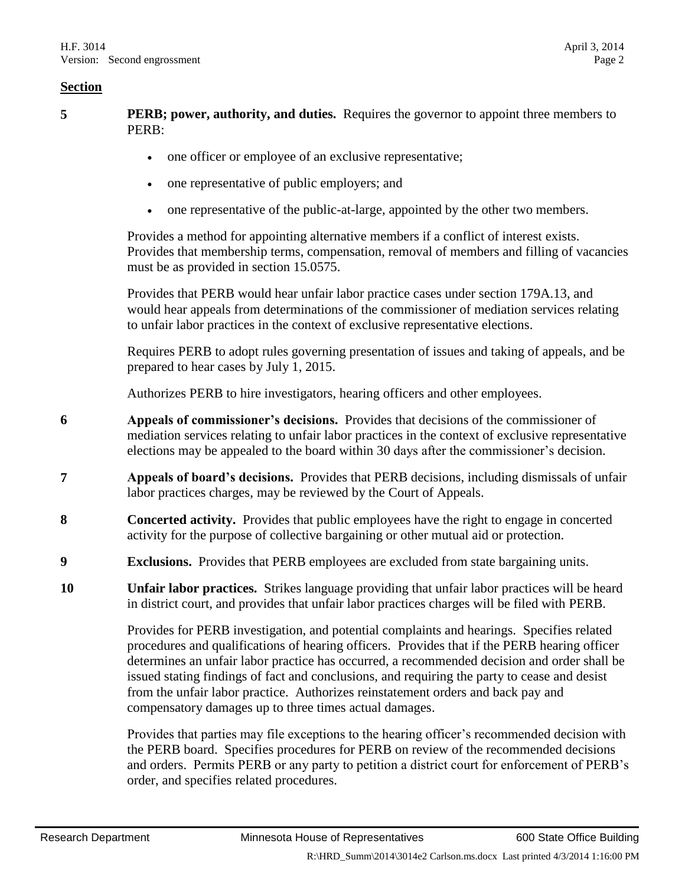**Section**

**5** **PERB; power, authority, and duties.** Requires the governor to appoint three members to PERB:

- one officer or employee of an exclusive representative;
- one representative of public employers; and
- one representative of the public-at-large, appointed by the other two members.

Provides a method for appointing alternative members if a conflict of interest exists. Provides that membership terms, compensation, removal of members and filling of vacancies must be as provided in section 15.0575.

Provides that PERB would hear unfair labor practice cases under section 179A.13, and would hear appeals from determinations of the commissioner of mediation services relating to unfair labor practices in the context of exclusive representative elections.

Requires PERB to adopt rules governing presentation of issues and taking of appeals, and be prepared to hear cases by July 1, 2015.

Authorizes PERB to hire investigators, hearing officers and other employees.

**6** **Appeals of commissioner's decisions.** Provides that decisions of the commissioner of mediation services relating to unfair labor practices in the context of exclusive representative elections may be appealed to the board within 30 days after the commissioner's decision.

**7** **Appeals of board's decisions.** Provides that PERB decisions, including dismissals of unfair labor practices charges, may be reviewed by the Court of Appeals.

**8** **Concerted activity.** Provides that public employees have the right to engage in concerted activity for the purpose of collective bargaining or other mutual aid or protection.

**9** **Exclusions.** Provides that PERB employees are excluded from state bargaining units.

**10** **Unfair labor practices.** Strikes language providing that unfair labor practices will be heard in district court, and provides that unfair labor practices charges will be filed with PERB.

Provides for PERB investigation, and potential complaints and hearings. Specifies related procedures and qualifications of hearing officers. Provides that if the PERB hearing officer determines an unfair labor practice has occurred, a recommended decision and order shall be issued stating findings of fact and conclusions, and requiring the party to cease and desist from the unfair labor practice. Authorizes reinstatement orders and back pay and compensatory damages up to three times actual damages.

Provides that parties may file exceptions to the hearing officer's recommended decision with the PERB board. Specifies procedures for PERB on review of the recommended decisions and orders. Permits PERB or any party to petition a district court for enforcement of PERB's order, and specifies related procedures.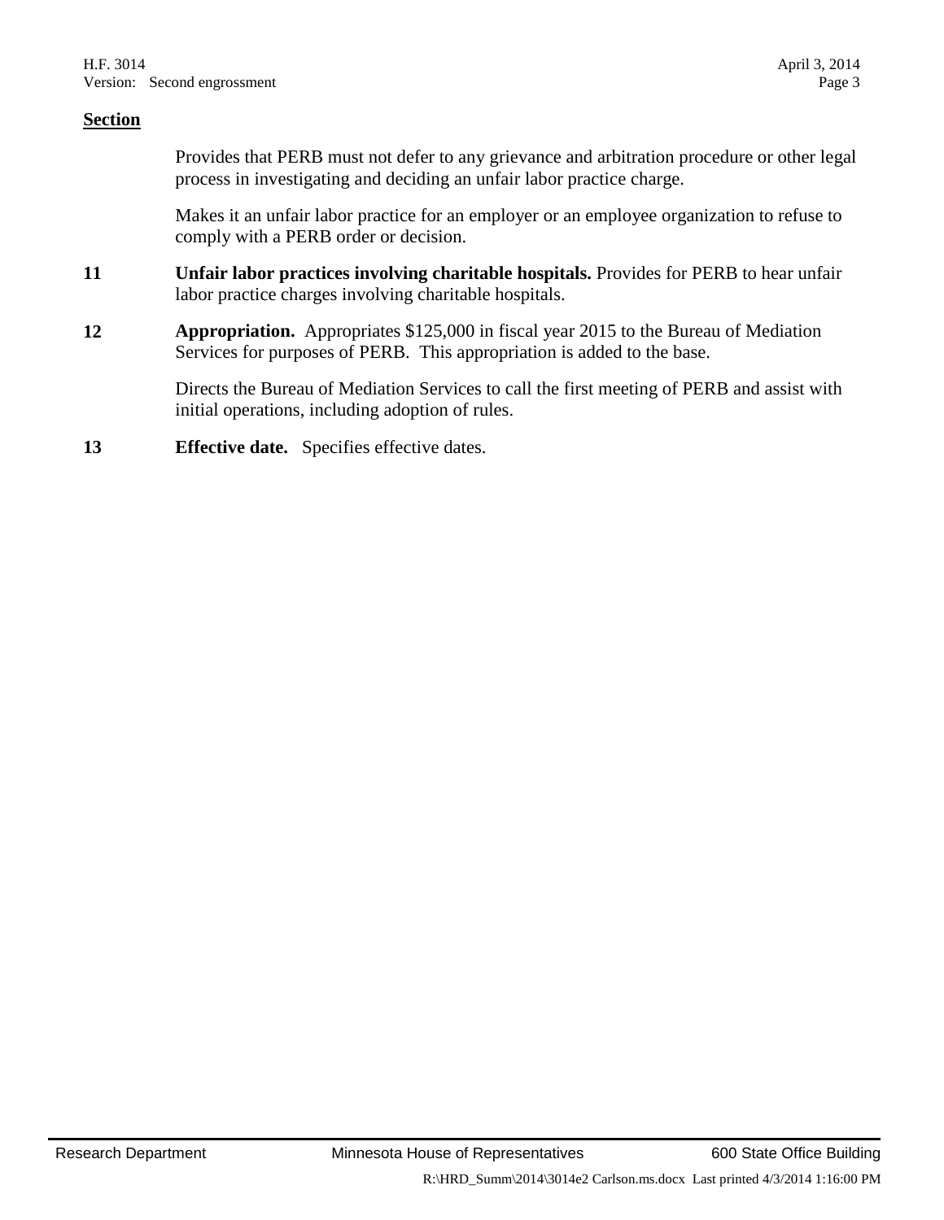**Section**

Provides that PERB must not defer to any grievance and arbitration procedure or other legal process in investigating and deciding an unfair labor practice charge.

Makes it an unfair labor practice for an employer or an employee organization to refuse to comply with a PERB order or decision.

**11** **Unfair labor practices involving charitable hospitals.** Provides for PERB to hear unfair labor practice charges involving charitable hospitals.

**12** **Appropriation.** Appropriates $125,000 in fiscal year 2015 to the Bureau of Mediation Services for purposes of PERB. This appropriation is added to the base.

Directs the Bureau of Mediation Services to call the first meeting of PERB and assist with initial operations, including adoption of rules.

**13** **Effective date.** Specifies effective dates.